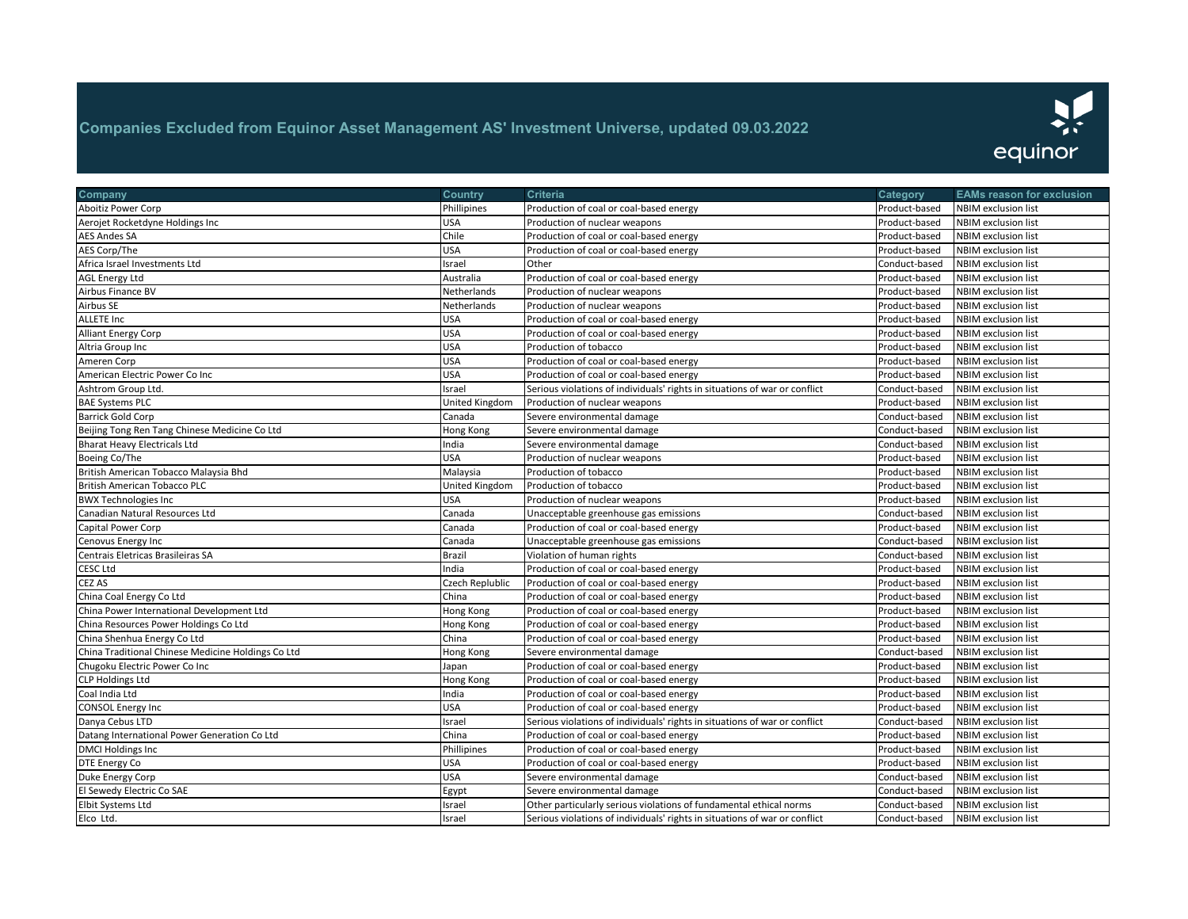# Companies Excluded from Equinor Asset Management AS' Investment Universe, updated 09.03.2022

| Company | Country | Criteria | Category | EAMs reason for exclusion |
|---|---|---|---|---|
| Aboitiz Power Corp | Phillipines | Production of coal or coal-based energy | Product-based | NBIM exclusion list |
| Aerojet Rocketdyne Holdings Inc | USA | Production of nuclear weapons | Product-based | NBIM exclusion list |
| AES Andes SA | Chile | Production of coal or coal-based energy | Product-based | NBIM exclusion list |
| AES Corp/The | USA | Production of coal or coal-based energy | Product-based | NBIM exclusion list |
| Africa Israel Investments Ltd | Israel | Other | Conduct-based | NBIM exclusion list |
| AGL Energy Ltd | Australia | Production of coal or coal-based energy | Product-based | NBIM exclusion list |
| Airbus Finance BV | Netherlands | Production of nuclear weapons | Product-based | NBIM exclusion list |
| Airbus SE | Netherlands | Production of nuclear weapons | Product-based | NBIM exclusion list |
| ALLETE Inc | USA | Production of coal or coal-based energy | Product-based | NBIM exclusion list |
| Alliant Energy Corp | USA | Production of coal or coal-based energy | Product-based | NBIM exclusion list |
| Altria Group Inc | USA | Production of tobacco | Product-based | NBIM exclusion list |
| Ameren Corp | USA | Production of coal or coal-based energy | Product-based | NBIM exclusion list |
| American Electric Power Co Inc | USA | Production of coal or coal-based energy | Product-based | NBIM exclusion list |
| Ashtrom Group Ltd. | Israel | Serious violations of individuals' rights in situations of war or conflict | Conduct-based | NBIM exclusion list |
| BAE Systems PLC | United Kingdom | Production of nuclear weapons | Product-based | NBIM exclusion list |
| Barrick Gold Corp | Canada | Severe environmental damage | Conduct-based | NBIM exclusion list |
| Beijing Tong Ren Tang Chinese Medicine Co Ltd | Hong Kong | Severe environmental damage | Conduct-based | NBIM exclusion list |
| Bharat Heavy Electricals Ltd | India | Severe environmental damage | Conduct-based | NBIM exclusion list |
| Boeing Co/The | USA | Production of nuclear weapons | Product-based | NBIM exclusion list |
| British American Tobacco Malaysia Bhd | Malaysia | Production of tobacco | Product-based | NBIM exclusion list |
| British American Tobacco PLC | United Kingdom | Production of tobacco | Product-based | NBIM exclusion list |
| BWX Technologies Inc | USA | Production of nuclear weapons | Product-based | NBIM exclusion list |
| Canadian Natural Resources Ltd | Canada | Unacceptable greenhouse gas emissions | Conduct-based | NBIM exclusion list |
| Capital Power Corp | Canada | Production of coal or coal-based energy | Product-based | NBIM exclusion list |
| Cenovus Energy Inc | Canada | Unacceptable greenhouse gas emissions | Conduct-based | NBIM exclusion list |
| Centrais Eletricas Brasileiras SA | Brazil | Violation of human rights | Conduct-based | NBIM exclusion list |
| CESC Ltd | India | Production of coal or coal-based energy | Product-based | NBIM exclusion list |
| CEZ AS | Czech Replublic | Production of coal or coal-based energy | Product-based | NBIM exclusion list |
| China Coal Energy Co Ltd | China | Production of coal or coal-based energy | Product-based | NBIM exclusion list |
| China Power International Development Ltd | Hong Kong | Production of coal or coal-based energy | Product-based | NBIM exclusion list |
| China Resources Power Holdings Co Ltd | Hong Kong | Production of coal or coal-based energy | Product-based | NBIM exclusion list |
| China Shenhua Energy Co Ltd | China | Production of coal or coal-based energy | Product-based | NBIM exclusion list |
| China Traditional Chinese Medicine Holdings Co Ltd | Hong Kong | Severe environmental damage | Conduct-based | NBIM exclusion list |
| Chugoku Electric Power Co Inc | Japan | Production of coal or coal-based energy | Product-based | NBIM exclusion list |
| CLP Holdings Ltd | Hong Kong | Production of coal or coal-based energy | Product-based | NBIM exclusion list |
| Coal India Ltd | India | Production of coal or coal-based energy | Product-based | NBIM exclusion list |
| CONSOL Energy Inc | USA | Production of coal or coal-based energy | Product-based | NBIM exclusion list |
| Danya Cebus LTD | Israel | Serious violations of individuals' rights in situations of war or conflict | Conduct-based | NBIM exclusion list |
| Datang International Power Generation Co Ltd | China | Production of coal or coal-based energy | Product-based | NBIM exclusion list |
| DMCI Holdings Inc | Phillipines | Production of coal or coal-based energy | Product-based | NBIM exclusion list |
| DTE Energy Co | USA | Production of coal or coal-based energy | Product-based | NBIM exclusion list |
| Duke Energy Corp | USA | Severe environmental damage | Conduct-based | NBIM exclusion list |
| El Sewedy Electric Co SAE | Egypt | Severe environmental damage | Conduct-based | NBIM exclusion list |
| Elbit Systems Ltd | Israel | Other particularly serious violations of fundamental ethical norms | Conduct-based | NBIM exclusion list |
| Elco Ltd. | Israel | Serious violations of individuals' rights in situations of war or conflict | Conduct-based | NBIM exclusion list |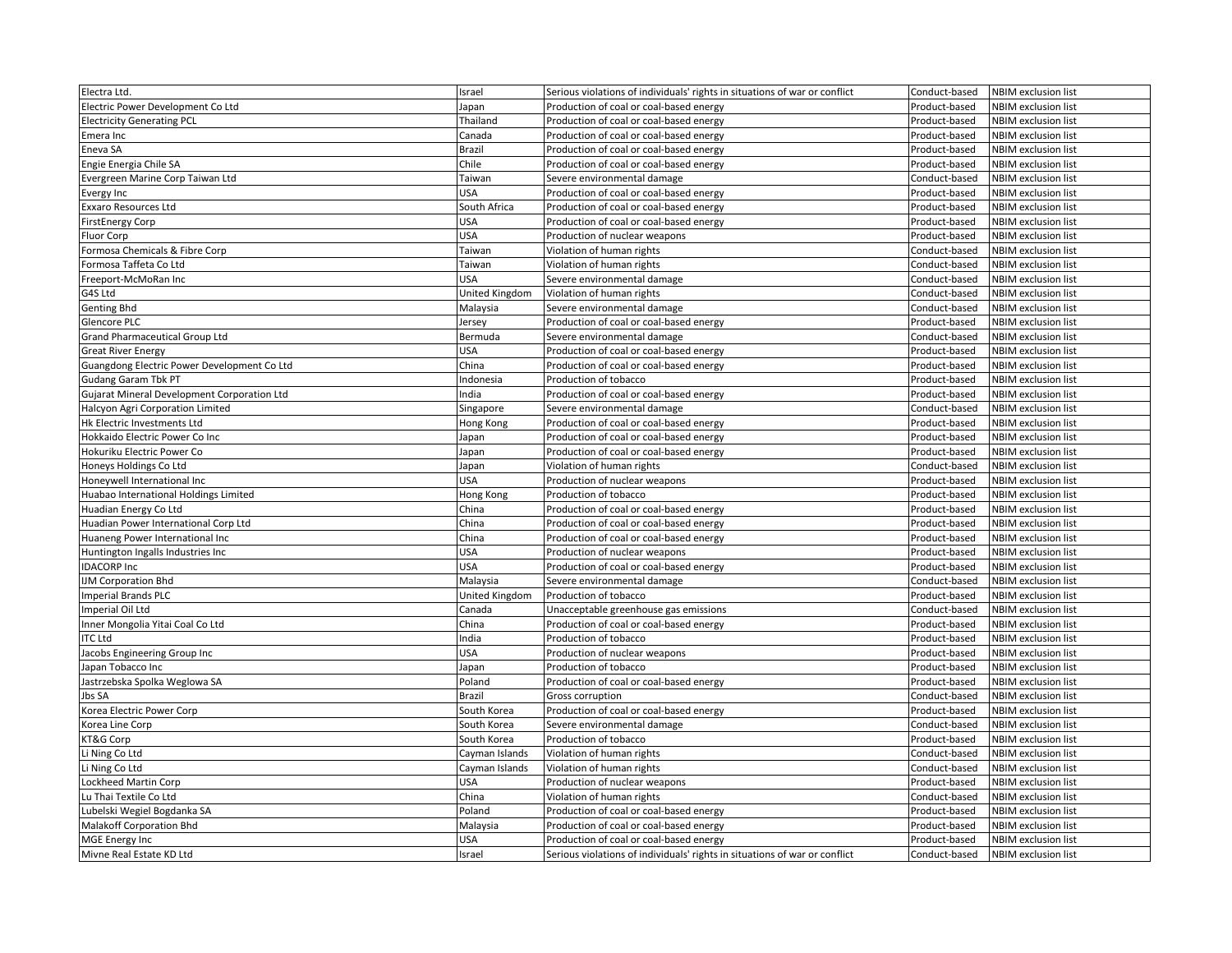| | | | | |
|---|---|---|---|---|
| Electra Ltd. | Israel | Serious violations of individuals' rights in situations of war or conflict | Conduct-based | NBIM exclusion list |
| Electric Power Development Co Ltd | Japan | Production of coal or coal-based energy | Product-based | NBIM exclusion list |
| Electricity Generating PCL | Thailand | Production of coal or coal-based energy | Product-based | NBIM exclusion list |
| Emera Inc | Canada | Production of coal or coal-based energy | Product-based | NBIM exclusion list |
| Eneva SA | Brazil | Production of coal or coal-based energy | Product-based | NBIM exclusion list |
| Engie Energia Chile SA | Chile | Production of coal or coal-based energy | Product-based | NBIM exclusion list |
| Evergreen Marine Corp Taiwan Ltd | Taiwan | Severe environmental damage | Conduct-based | NBIM exclusion list |
| Evergy Inc | USA | Production of coal or coal-based energy | Product-based | NBIM exclusion list |
| Exxaro Resources Ltd | South Africa | Production of coal or coal-based energy | Product-based | NBIM exclusion list |
| FirstEnergy Corp | USA | Production of coal or coal-based energy | Product-based | NBIM exclusion list |
| Fluor Corp | USA | Production of nuclear weapons | Product-based | NBIM exclusion list |
| Formosa Chemicals & Fibre Corp | Taiwan | Violation of human rights | Conduct-based | NBIM exclusion list |
| Formosa Taffeta Co Ltd | Taiwan | Violation of human rights | Conduct-based | NBIM exclusion list |
| Freeport-McMoRan Inc | USA | Severe environmental damage | Conduct-based | NBIM exclusion list |
| G4S Ltd | United Kingdom | Violation of human rights | Conduct-based | NBIM exclusion list |
| Genting Bhd | Malaysia | Severe environmental damage | Conduct-based | NBIM exclusion list |
| Glencore PLC | Jersey | Production of coal or coal-based energy | Product-based | NBIM exclusion list |
| Grand Pharmaceutical Group Ltd | Bermuda | Severe environmental damage | Conduct-based | NBIM exclusion list |
| Great River Energy | USA | Production of coal or coal-based energy | Product-based | NBIM exclusion list |
| Guangdong Electric Power Development Co Ltd | China | Production of coal or coal-based energy | Product-based | NBIM exclusion list |
| Gudang Garam Tbk PT | Indonesia | Production of tobacco | Product-based | NBIM exclusion list |
| Gujarat Mineral Development Corporation Ltd | India | Production of coal or coal-based energy | Product-based | NBIM exclusion list |
| Halcyon Agri Corporation Limited | Singapore | Severe environmental damage | Conduct-based | NBIM exclusion list |
| Hk Electric Investments Ltd | Hong Kong | Production of coal or coal-based energy | Product-based | NBIM exclusion list |
| Hokkaido Electric Power Co Inc | Japan | Production of coal or coal-based energy | Product-based | NBIM exclusion list |
| Hokuriku Electric Power Co | Japan | Production of coal or coal-based energy | Product-based | NBIM exclusion list |
| Honeys Holdings Co Ltd | Japan | Violation of human rights | Conduct-based | NBIM exclusion list |
| Honeywell International Inc | USA | Production of nuclear weapons | Product-based | NBIM exclusion list |
| Huabao International Holdings Limited | Hong Kong | Production of tobacco | Product-based | NBIM exclusion list |
| Huadian Energy Co Ltd | China | Production of coal or coal-based energy | Product-based | NBIM exclusion list |
| Huadian Power International Corp Ltd | China | Production of coal or coal-based energy | Product-based | NBIM exclusion list |
| Huaneng Power International Inc | China | Production of coal or coal-based energy | Product-based | NBIM exclusion list |
| Huntington Ingalls Industries Inc | USA | Production of nuclear weapons | Product-based | NBIM exclusion list |
| IDACORP Inc | USA | Production of coal or coal-based energy | Product-based | NBIM exclusion list |
| IJM Corporation Bhd | Malaysia | Severe environmental damage | Conduct-based | NBIM exclusion list |
| Imperial Brands PLC | United Kingdom | Production of tobacco | Product-based | NBIM exclusion list |
| Imperial Oil Ltd | Canada | Unacceptable greenhouse gas emissions | Conduct-based | NBIM exclusion list |
| Inner Mongolia Yitai Coal Co Ltd | China | Production of coal or coal-based energy | Product-based | NBIM exclusion list |
| ITC Ltd | India | Production of tobacco | Product-based | NBIM exclusion list |
| Jacobs Engineering Group Inc | USA | Production of nuclear weapons | Product-based | NBIM exclusion list |
| Japan Tobacco Inc | Japan | Production of tobacco | Product-based | NBIM exclusion list |
| Jastrzebska Spolka Weglowa SA | Poland | Production of coal or coal-based energy | Product-based | NBIM exclusion list |
| Jbs SA | Brazil | Gross corruption | Conduct-based | NBIM exclusion list |
| Korea Electric Power Corp | South Korea | Production of coal or coal-based energy | Product-based | NBIM exclusion list |
| Korea Line Corp | South Korea | Severe environmental damage | Conduct-based | NBIM exclusion list |
| KT&G Corp | South Korea | Production of tobacco | Product-based | NBIM exclusion list |
| Li Ning Co Ltd | Cayman Islands | Violation of human rights | Conduct-based | NBIM exclusion list |
| Li Ning Co Ltd | Cayman Islands | Violation of human rights | Conduct-based | NBIM exclusion list |
| Lockheed Martin Corp | USA | Production of nuclear weapons | Product-based | NBIM exclusion list |
| Lu Thai Textile Co Ltd | China | Violation of human rights | Conduct-based | NBIM exclusion list |
| Lubelski Wegiel Bogdanka SA | Poland | Production of coal or coal-based energy | Product-based | NBIM exclusion list |
| Malakoff Corporation Bhd | Malaysia | Production of coal or coal-based energy | Product-based | NBIM exclusion list |
| MGE Energy Inc | USA | Production of coal or coal-based energy | Product-based | NBIM exclusion list |
| Mivne Real Estate KD Ltd | Israel | Serious violations of individuals' rights in situations of war or conflict | Conduct-based | NBIM exclusion list |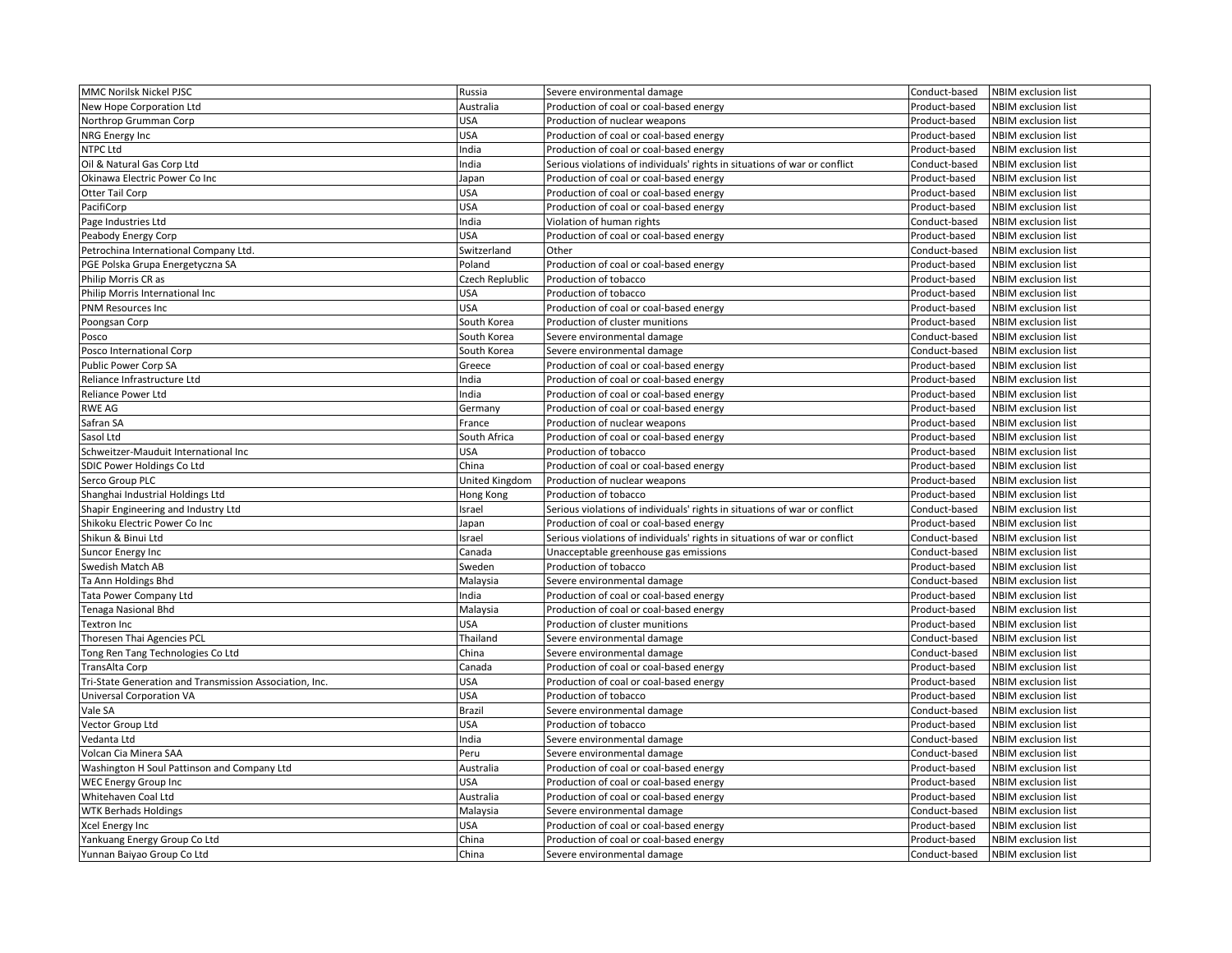| MMC Norilsk Nickel PJSC | Russia | Severe environmental damage | Conduct-based | NBIM exclusion list |
|---|---|---|---|---|
| New Hope Corporation Ltd | Australia | Production of coal or coal-based energy | Product-based | NBIM exclusion list |
| Northrop Grumman Corp | USA | Production of nuclear weapons | Product-based | NBIM exclusion list |
| NRG Energy Inc | USA | Production of coal or coal-based energy | Product-based | NBIM exclusion list |
| NTPC Ltd | India | Production of coal or coal-based energy | Product-based | NBIM exclusion list |
| Oil & Natural Gas Corp Ltd | India | Serious violations of individuals' rights in situations of war or conflict | Conduct-based | NBIM exclusion list |
| Okinawa Electric Power Co Inc | Japan | Production of coal or coal-based energy | Product-based | NBIM exclusion list |
| Otter Tail Corp | USA | Production of coal or coal-based energy | Product-based | NBIM exclusion list |
| PacifiCorp | USA | Production of coal or coal-based energy | Product-based | NBIM exclusion list |
| Page Industries Ltd | India | Violation of human rights | Conduct-based | NBIM exclusion list |
| Peabody Energy Corp | USA | Production of coal or coal-based energy | Product-based | NBIM exclusion list |
| Petrochina International Company Ltd. | Switzerland | Other | Conduct-based | NBIM exclusion list |
| PGE Polska Grupa Energetyczna SA | Poland | Production of coal or coal-based energy | Product-based | NBIM exclusion list |
| Philip Morris CR as | Czech Replublic | Production of tobacco | Product-based | NBIM exclusion list |
| Philip Morris International Inc | USA | Production of tobacco | Product-based | NBIM exclusion list |
| PNM Resources Inc | USA | Production of coal or coal-based energy | Product-based | NBIM exclusion list |
| Poongsan Corp | South Korea | Production of cluster munitions | Product-based | NBIM exclusion list |
| Posco | South Korea | Severe environmental damage | Conduct-based | NBIM exclusion list |
| Posco International Corp | South Korea | Severe environmental damage | Conduct-based | NBIM exclusion list |
| Public Power Corp SA | Greece | Production of coal or coal-based energy | Product-based | NBIM exclusion list |
| Reliance Infrastructure Ltd | India | Production of coal or coal-based energy | Product-based | NBIM exclusion list |
| Reliance Power Ltd | India | Production of coal or coal-based energy | Product-based | NBIM exclusion list |
| RWE AG | Germany | Production of coal or coal-based energy | Product-based | NBIM exclusion list |
| Safran SA | France | Production of nuclear weapons | Product-based | NBIM exclusion list |
| Sasol Ltd | South Africa | Production of coal or coal-based energy | Product-based | NBIM exclusion list |
| Schweitzer-Mauduit International Inc | USA | Production of tobacco | Product-based | NBIM exclusion list |
| SDIC Power Holdings Co Ltd | China | Production of coal or coal-based energy | Product-based | NBIM exclusion list |
| Serco Group PLC | United Kingdom | Production of nuclear weapons | Product-based | NBIM exclusion list |
| Shanghai Industrial Holdings Ltd | Hong Kong | Production of tobacco | Product-based | NBIM exclusion list |
| Shapir Engineering and Industry Ltd | Israel | Serious violations of individuals' rights in situations of war or conflict | Conduct-based | NBIM exclusion list |
| Shikoku Electric Power Co Inc | Japan | Production of coal or coal-based energy | Product-based | NBIM exclusion list |
| Shikun & Binui Ltd | Israel | Serious violations of individuals' rights in situations of war or conflict | Conduct-based | NBIM exclusion list |
| Suncor Energy Inc | Canada | Unacceptable greenhouse gas emissions | Conduct-based | NBIM exclusion list |
| Swedish Match AB | Sweden | Production of tobacco | Product-based | NBIM exclusion list |
| Ta Ann Holdings Bhd | Malaysia | Severe environmental damage | Conduct-based | NBIM exclusion list |
| Tata Power Company Ltd | India | Production of coal or coal-based energy | Product-based | NBIM exclusion list |
| Tenaga Nasional Bhd | Malaysia | Production of coal or coal-based energy | Product-based | NBIM exclusion list |
| Textron Inc | USA | Production of cluster munitions | Product-based | NBIM exclusion list |
| Thoresen Thai Agencies PCL | Thailand | Severe environmental damage | Conduct-based | NBIM exclusion list |
| Tong Ren Tang Technologies Co Ltd | China | Severe environmental damage | Conduct-based | NBIM exclusion list |
| TransAlta Corp | Canada | Production of coal or coal-based energy | Product-based | NBIM exclusion list |
| Tri-State Generation and Transmission Association, Inc. | USA | Production of coal or coal-based energy | Product-based | NBIM exclusion list |
| Universal Corporation VA | USA | Production of tobacco | Product-based | NBIM exclusion list |
| Vale SA | Brazil | Severe environmental damage | Conduct-based | NBIM exclusion list |
| Vector Group Ltd | USA | Production of tobacco | Product-based | NBIM exclusion list |
| Vedanta Ltd | India | Severe environmental damage | Conduct-based | NBIM exclusion list |
| Volcan Cia Minera SAA | Peru | Severe environmental damage | Conduct-based | NBIM exclusion list |
| Washington H Soul Pattinson and Company Ltd | Australia | Production of coal or coal-based energy | Product-based | NBIM exclusion list |
| WEC Energy Group Inc | USA | Production of coal or coal-based energy | Product-based | NBIM exclusion list |
| Whitehaven Coal Ltd | Australia | Production of coal or coal-based energy | Product-based | NBIM exclusion list |
| WTK Berhads Holdings | Malaysia | Severe environmental damage | Conduct-based | NBIM exclusion list |
| Xcel Energy Inc | USA | Production of coal or coal-based energy | Product-based | NBIM exclusion list |
| Yankuang Energy Group Co Ltd | China | Production of coal or coal-based energy | Product-based | NBIM exclusion list |
| Yunnan Baiyao Group Co Ltd | China | Severe environmental damage | Conduct-based | NBIM exclusion list |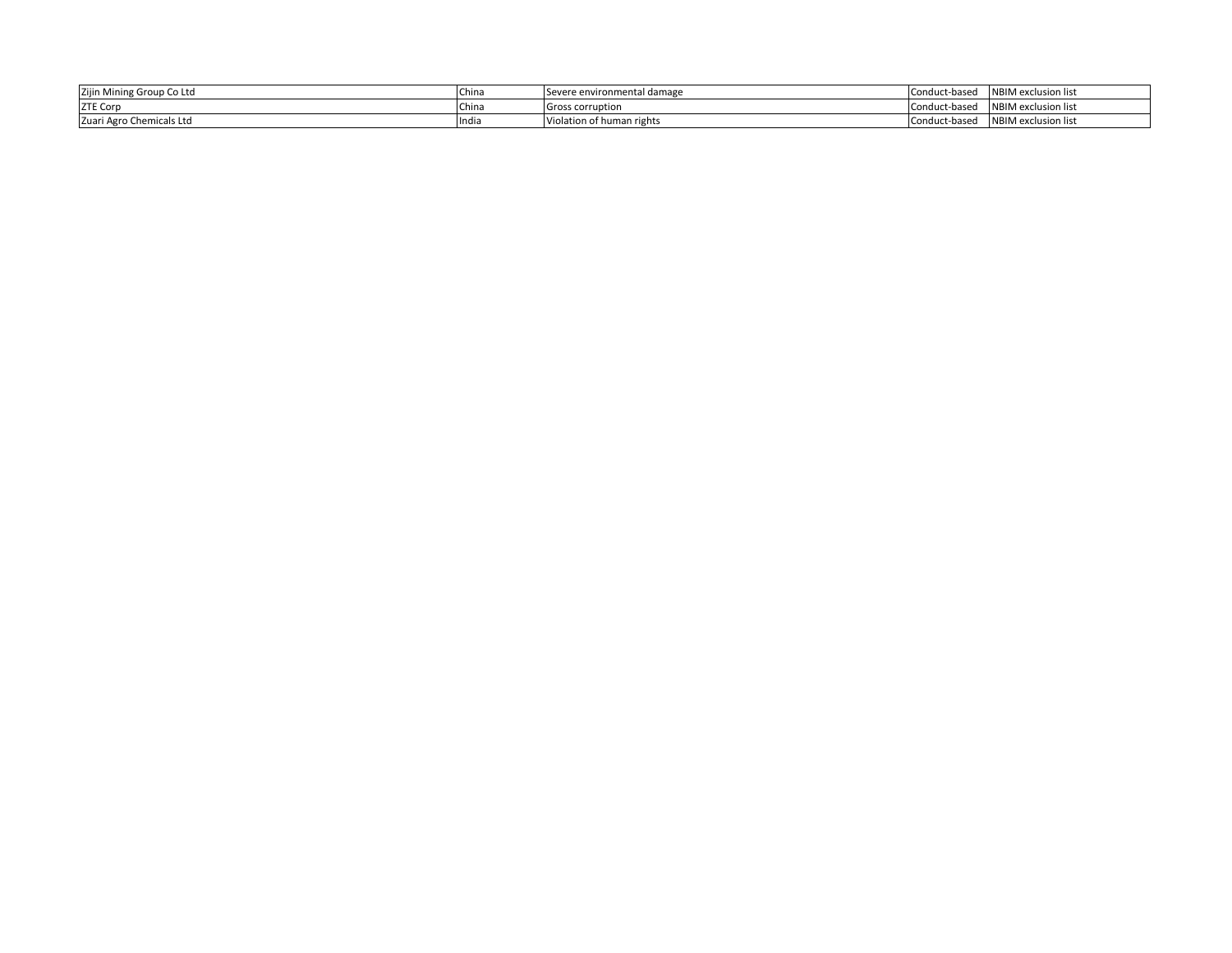| | | | | |
|---|---|---|---|---|
| Zijin Mining Group Co Ltd | China | Severe environmental damage | Conduct-based | NBIM exclusion list |
| ZTE Corp | China | Gross corruption | Conduct-based | NBIM exclusion list |
| Zuari Agro Chemicals Ltd | India | Violation of human rights | Conduct-based | NBIM exclusion list |